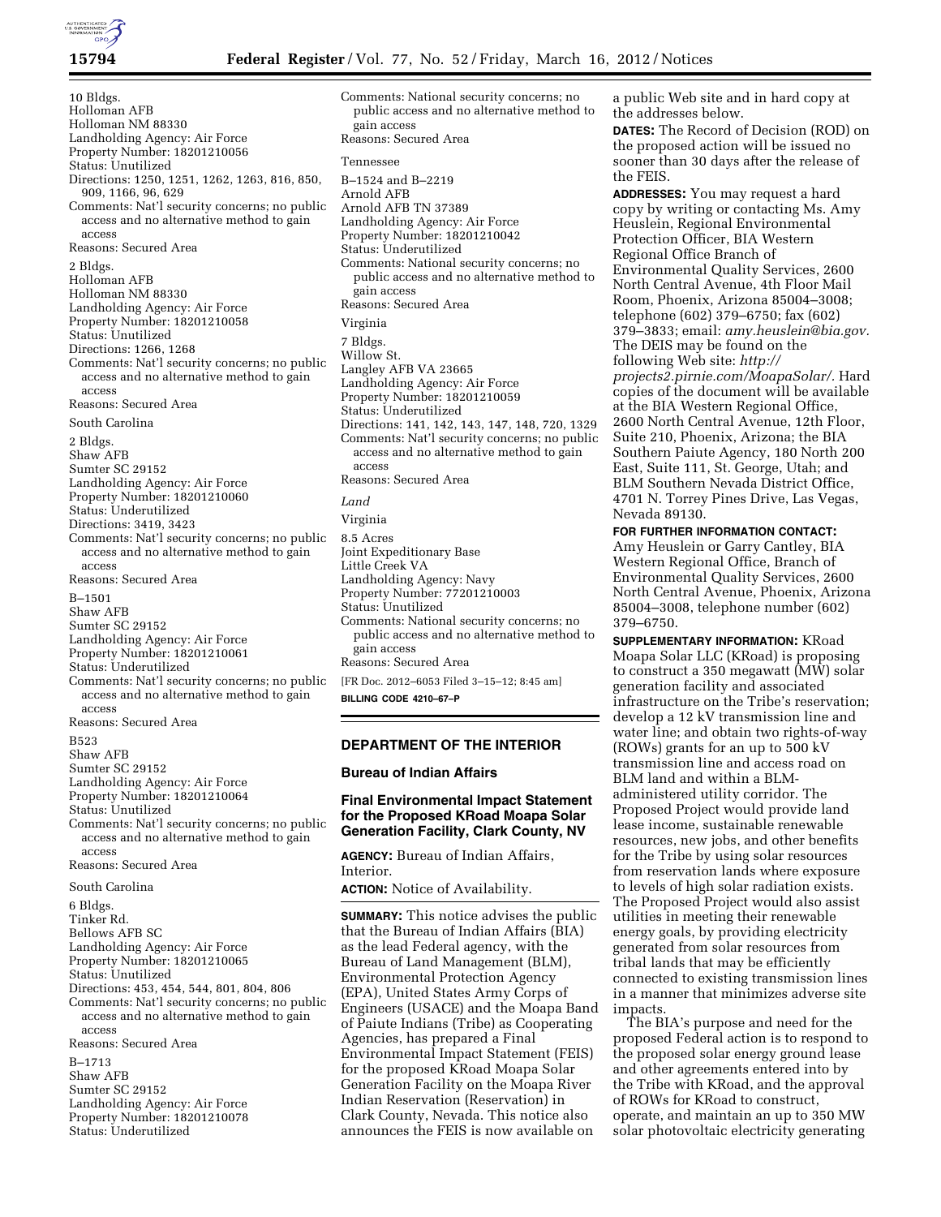10 Bldgs.
Holloman AFB
Holloman NM 88330
Landholding Agency: Air Force
Property Number: 18201210056
Status: Unutilized
Directions: 1250, 1251, 1262, 1263, 816, 850, 909, 1166, 96, 629
Comments: Nat'l security concerns; no public access and no alternative method to gain access
Reasons: Secured Area

2 Bldgs.
Holloman AFB
Holloman NM 88330
Landholding Agency: Air Force
Property Number: 18201210058
Status: Unutilized
Directions: 1266, 1268
Comments: Nat'l security concerns; no public access and no alternative method to gain access
Reasons: Secured Area

South Carolina

2 Bldgs.
Shaw AFB
Sumter SC 29152
Landholding Agency: Air Force
Property Number: 18201210060
Status: Underutilized
Directions: 3419, 3423
Comments: Nat'l security concerns; no public access and no alternative method to gain access
Reasons: Secured Area

B–1501
Shaw AFB
Sumter SC 29152
Landholding Agency: Air Force
Property Number: 18201210061
Status: Underutilized
Comments: Nat'l security concerns; no public access and no alternative method to gain access
Reasons: Secured Area

B523
Shaw AFB
Sumter SC 29152
Landholding Agency: Air Force
Property Number: 18201210064
Status: Unutilized
Comments: Nat'l security concerns; no public access and no alternative method to gain access
Reasons: Secured Area

South Carolina

6 Bldgs.
Tinker Rd.
Bellows AFB SC
Landholding Agency: Air Force
Property Number: 18201210065
Status: Unutilized
Directions: 453, 454, 544, 801, 804, 806
Comments: Nat'l security concerns; no public access and no alternative method to gain access
Reasons: Secured Area

B–1713
Shaw AFB
Sumter SC 29152
Landholding Agency: Air Force
Property Number: 18201210078
Status: Underutilized
Comments: National security concerns; no public access and no alternative method to gain access
Reasons: Secured Area

Tennessee

B–1524 and B–2219
Arnold AFB
Arnold AFB TN 37389
Landholding Agency: Air Force
Property Number: 18201210042
Status: Underutilized
Comments: National security concerns; no public access and no alternative method to gain access
Reasons: Secured Area

Virginia

7 Bldgs.
Willow St.
Langley AFB VA 23665
Landholding Agency: Air Force
Property Number: 18201210059
Status: Underutilized
Directions: 141, 142, 143, 147, 148, 720, 1329
Comments: Nat'l security concerns; no public access and no alternative method to gain access
Reasons: Secured Area

*Land*

Virginia

8.5 Acres
Joint Expeditionary Base
Little Creek VA
Landholding Agency: Navy
Property Number: 77201210003
Status: Unutilized
Comments: National security concerns; no public access and no alternative method to gain access
Reasons: Secured Area

[FR Doc. 2012–6053 Filed 3–15–12; 8:45 am]

**BILLING CODE 4210–67–P**

## DEPARTMENT OF THE INTERIOR

### Bureau of Indian Affairs

### Final Environmental Impact Statement for the Proposed KRoad Moapa Solar Generation Facility, Clark County, NV

**AGENCY:** Bureau of Indian Affairs, Interior.

**ACTION:** Notice of Availability.

**SUMMARY:** This notice advises the public that the Bureau of Indian Affairs (BIA) as the lead Federal agency, with the Bureau of Land Management (BLM), Environmental Protection Agency (EPA), United States Army Corps of Engineers (USACE) and the Moapa Band of Paiute Indians (Tribe) as Cooperating Agencies, has prepared a Final Environmental Impact Statement (FEIS) for the proposed KRoad Moapa Solar Generation Facility on the Moapa River Indian Reservation (Reservation) in Clark County, Nevada. This notice also announces the FEIS is now available on a public Web site and in hard copy at the addresses below.

**DATES:** The Record of Decision (ROD) on the proposed action will be issued no sooner than 30 days after the release of the FEIS.

**ADDRESSES:** You may request a hard copy by writing or contacting Ms. Amy Heuslein, Regional Environmental Protection Officer, BIA Western Regional Office Branch of Environmental Quality Services, 2600 North Central Avenue, 4th Floor Mail Room, Phoenix, Arizona 85004–3008; telephone (602) 379–6750; fax (602) 379–3833; email: *amy.heuslein@bia.gov.* The DEIS may be found on the following Web site: *http://projects2.pirnie.com/MoapaSolar/.* Hard copies of the document will be available at the BIA Western Regional Office, 2600 North Central Avenue, 12th Floor, Suite 210, Phoenix, Arizona; the BIA Southern Paiute Agency, 180 North 200 East, Suite 111, St. George, Utah; and BLM Southern Nevada District Office, 4701 N. Torrey Pines Drive, Las Vegas, Nevada 89130.

**FOR FURTHER INFORMATION CONTACT:** Amy Heuslein or Garry Cantley, BIA Western Regional Office, Branch of Environmental Quality Services, 2600 North Central Avenue, Phoenix, Arizona 85004–3008, telephone number (602) 379–6750.

**SUPPLEMENTARY INFORMATION:** KRoad Moapa Solar LLC (KRoad) is proposing to construct a 350 megawatt (MW) solar generation facility and associated infrastructure on the Tribe's reservation; develop a 12 kV transmission line and water line; and obtain two rights-of-way (ROWs) grants for an up to 500 kV transmission line and access road on BLM land and within a BLM-administered utility corridor. The Proposed Project would provide land lease income, sustainable renewable resources, new jobs, and other benefits for the Tribe by using solar resources from reservation lands where exposure to levels of high solar radiation exists. The Proposed Project would also assist utilities in meeting their renewable energy goals, by providing electricity generated from solar resources from tribal lands that may be efficiently connected to existing transmission lines in a manner that minimizes adverse site impacts.

The BIA's purpose and need for the proposed Federal action is to respond to the proposed solar energy ground lease and other agreements entered into by the Tribe with KRoad, and the approval of ROWs for KRoad to construct, operate, and maintain an up to 350 MW solar photovoltaic electricity generating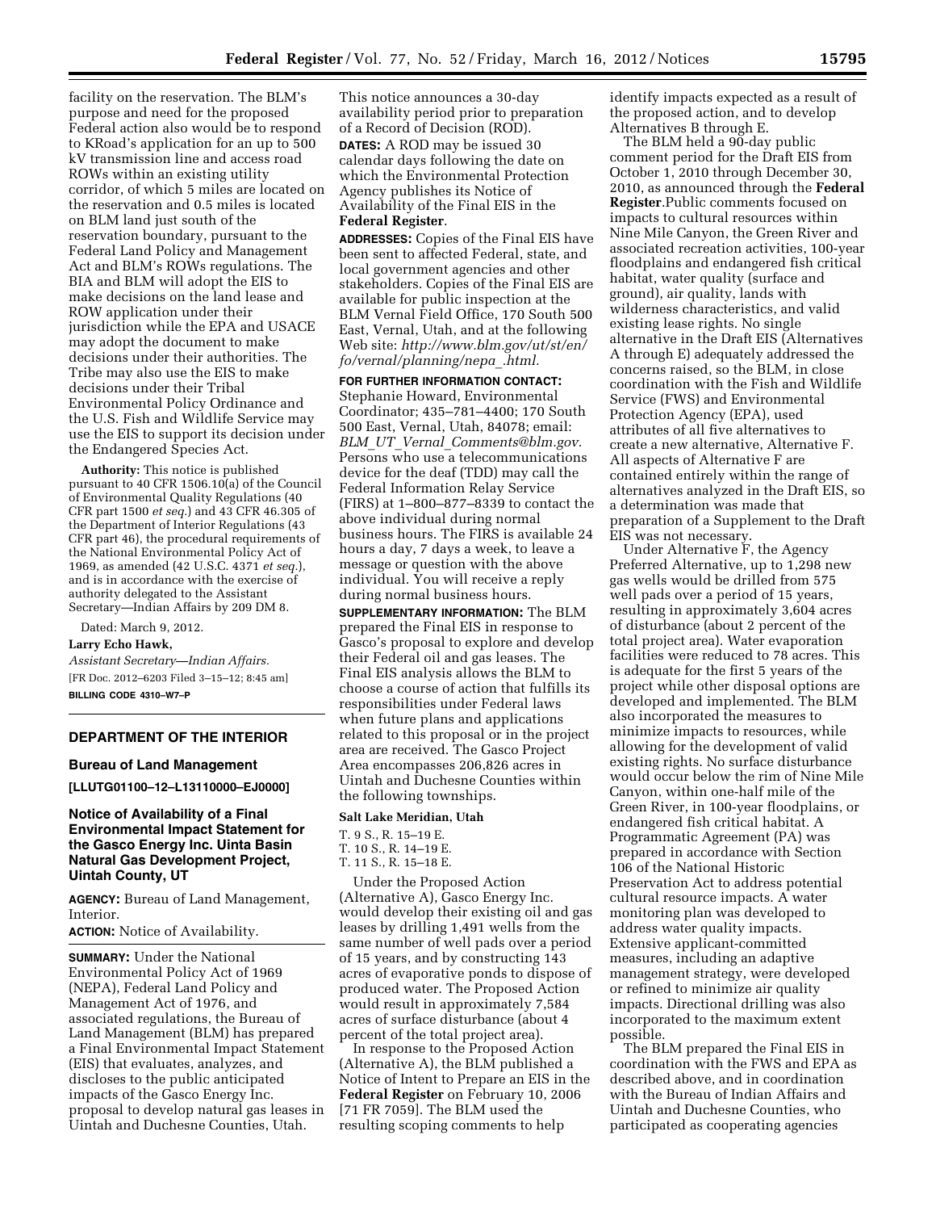facility on the reservation. The BLM's purpose and need for the proposed Federal action also would be to respond to KRoad's application for an up to 500 kV transmission line and access road ROWs within an existing utility corridor, of which 5 miles are located on the reservation and 0.5 miles is located on BLM land just south of the reservation boundary, pursuant to the Federal Land Policy and Management Act and BLM's ROWs regulations. The BIA and BLM will adopt the EIS to make decisions on the land lease and ROW application under their jurisdiction while the EPA and USACE may adopt the document to make decisions under their authorities. The Tribe may also use the EIS to make decisions under their Tribal Environmental Policy Ordinance and the U.S. Fish and Wildlife Service may use the EIS to support its decision under the Endangered Species Act.

**Authority:** This notice is published pursuant to 40 CFR 1506.10(a) of the Council of Environmental Quality Regulations (40 CFR part 1500 *et seq.*) and 43 CFR 46.305 of the Department of Interior Regulations (43 CFR part 46), the procedural requirements of the National Environmental Policy Act of 1969, as amended (42 U.S.C. 4371 *et seq.*), and is in accordance with the exercise of authority delegated to the Assistant Secretary—Indian Affairs by 209 DM 8.

Dated: March 9, 2012.

**Larry Echo Hawk,**

*Assistant Secretary—Indian Affairs.*

[FR Doc. 2012–6203 Filed 3–15–12; 8:45 am]

**BILLING CODE 4310–W7–P**

## DEPARTMENT OF THE INTERIOR

### Bureau of Land Management

**[LLUTG01100–12–L13110000–EJ0000]**

### Notice of Availability of a Final Environmental Impact Statement for the Gasco Energy Inc. Uinta Basin Natural Gas Development Project, Uintah County, UT

**AGENCY:** Bureau of Land Management, Interior.

**ACTION:** Notice of Availability.

**SUMMARY:** Under the National Environmental Policy Act of 1969 (NEPA), Federal Land Policy and Management Act of 1976, and associated regulations, the Bureau of Land Management (BLM) has prepared a Final Environmental Impact Statement (EIS) that evaluates, analyzes, and discloses to the public anticipated impacts of the Gasco Energy Inc. proposal to develop natural gas leases in Uintah and Duchesne Counties, Utah. This notice announces a 30-day availability period prior to preparation of a Record of Decision (ROD).

**DATES:** A ROD may be issued 30 calendar days following the date on which the Environmental Protection Agency publishes its Notice of Availability of the Final EIS in the **Federal Register**.

**ADDRESSES:** Copies of the Final EIS have been sent to affected Federal, state, and local government agencies and other stakeholders. Copies of the Final EIS are available for public inspection at the BLM Vernal Field Office, 170 South 500 East, Vernal, Utah, and at the following Web site: *http://www.blm.gov/ut/st/en/fo/vernal/planning/nepa_.html.*

**FOR FURTHER INFORMATION CONTACT:** Stephanie Howard, Environmental Coordinator; 435–781–4400; 170 South 500 East, Vernal, Utah, 84078; email: *BLM_UT_Vernal_Comments@blm.gov.* Persons who use a telecommunications device for the deaf (TDD) may call the Federal Information Relay Service (FIRS) at 1–800–877–8339 to contact the above individual during normal business hours. The FIRS is available 24 hours a day, 7 days a week, to leave a message or question with the above individual. You will receive a reply during normal business hours.

**SUPPLEMENTARY INFORMATION:** The BLM prepared the Final EIS in response to Gasco's proposal to explore and develop their Federal oil and gas leases. The Final EIS analysis allows the BLM to choose a course of action that fulfills its responsibilities under Federal laws when future plans and applications related to this proposal or in the project area are received. The Gasco Project Area encompasses 206,826 acres in Uintah and Duchesne Counties within the following townships.

**Salt Lake Meridian, Utah**

T. 9 S., R. 15–19 E.
T. 10 S., R. 14–19 E.
T. 11 S., R. 15–18 E.

Under the Proposed Action (Alternative A), Gasco Energy Inc. would develop their existing oil and gas leases by drilling 1,491 wells from the same number of well pads over a period of 15 years, and by constructing 143 acres of evaporative ponds to dispose of produced water. The Proposed Action would result in approximately 7,584 acres of surface disturbance (about 4 percent of the total project area).

In response to the Proposed Action (Alternative A), the BLM published a Notice of Intent to Prepare an EIS in the **Federal Register** on February 10, 2006 [71 FR 7059]. The BLM used the resulting scoping comments to help identify impacts expected as a result of the proposed action, and to develop Alternatives B through E.

The BLM held a 90-day public comment period for the Draft EIS from October 1, 2010 through December 30, 2010, as announced through the **Federal Register**.Public comments focused on impacts to cultural resources within Nine Mile Canyon, the Green River and associated recreation activities, 100-year floodplains and endangered fish critical habitat, water quality (surface and ground), air quality, lands with wilderness characteristics, and valid existing lease rights. No single alternative in the Draft EIS (Alternatives A through E) adequately addressed the concerns raised, so the BLM, in close coordination with the Fish and Wildlife Service (FWS) and Environmental Protection Agency (EPA), used attributes of all five alternatives to create a new alternative, Alternative F. All aspects of Alternative F are contained entirely within the range of alternatives analyzed in the Draft EIS, so a determination was made that preparation of a Supplement to the Draft EIS was not necessary.

Under Alternative F, the Agency Preferred Alternative, up to 1,298 new gas wells would be drilled from 575 well pads over a period of 15 years, resulting in approximately 3,604 acres of disturbance (about 2 percent of the total project area). Water evaporation facilities were reduced to 78 acres. This is adequate for the first 5 years of the project while other disposal options are developed and implemented. The BLM also incorporated the measures to minimize impacts to resources, while allowing for the development of valid existing rights. No surface disturbance would occur below the rim of Nine Mile Canyon, within one-half mile of the Green River, in 100-year floodplains, or endangered fish critical habitat. A Programmatic Agreement (PA) was prepared in accordance with Section 106 of the National Historic Preservation Act to address potential cultural resource impacts. A water monitoring plan was developed to address water quality impacts. Extensive applicant-committed measures, including an adaptive management strategy, were developed or refined to minimize air quality impacts. Directional drilling was also incorporated to the maximum extent possible.

The BLM prepared the Final EIS in coordination with the FWS and EPA as described above, and in coordination with the Bureau of Indian Affairs and Uintah and Duchesne Counties, who participated as cooperating agencies